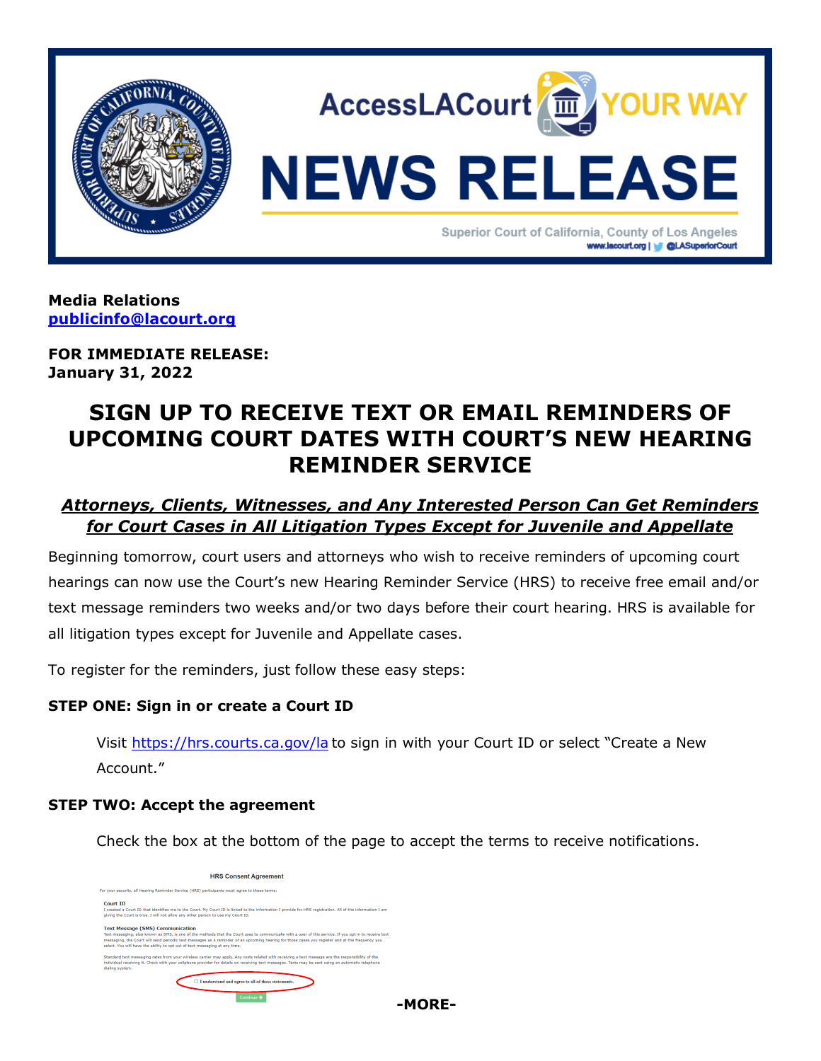AccessLACourt YOUR WAY

# NEWS RELEASE

Superior Court of California, County of Los Angeles
www.lacourt.org | @LASuperiorCourt

**Media Relations**
**publicinfo@lacourt.org**

**FOR IMMEDIATE RELEASE:**
**January 31, 2022**

# SIGN UP TO RECEIVE TEXT OR EMAIL REMINDERS OF UPCOMING COURT DATES WITH COURT'S NEW HEARING REMINDER SERVICE

## ***Attorneys, Clients, Witnesses, and Any Interested Person Can Get Reminders for Court Cases in All Litigation Types Except for Juvenile and Appellate***

Beginning tomorrow, court users and attorneys who wish to receive reminders of upcoming court hearings can now use the Court's new Hearing Reminder Service (HRS) to receive free email and/or text message reminders two weeks and/or two days before their court hearing. HRS is available for all litigation types except for Juvenile and Appellate cases.

To register for the reminders, just follow these easy steps:

**STEP ONE: Sign in or create a Court ID**

Visit https://hrs.courts.ca.gov/la to sign in with your Court ID or select "Create a New Account."

**STEP TWO: Accept the agreement**

Check the box at the bottom of the page to accept the terms to receive notifications.

**HRS Consent Agreement**

For your security, all Hearing Reminder Service (HRS) participants must agree to these terms:

**Court ID**
I created a Court ID that identifies me to the Court. My Court ID is linked to the information I provide for HRS registration. All of the information I am giving the Court is true. I will not allow any other person to use my Court ID.

**Text Message (SMS) Communication**
Text messaging, also known as SMS, is one of the methods that the Court uses to communicate with a user of this service. If you opt in to receive text messaging, the Court will send periodic text messages as a reminder of an upcoming hearing for those cases you register and at the frequency you select. You will have the ability to opt out of text messaging at any time.

Standard text messaging rates from your wireless carrier may apply. Any costs related with receiving a text message are the responsibility of the individual receiving it. Check with your cellphone provider for details on receiving text messages. Texts may be sent using an automatic telephone dialing system.

☐ I understand and agree to all of these statements.

Continue ➔

**-MORE-**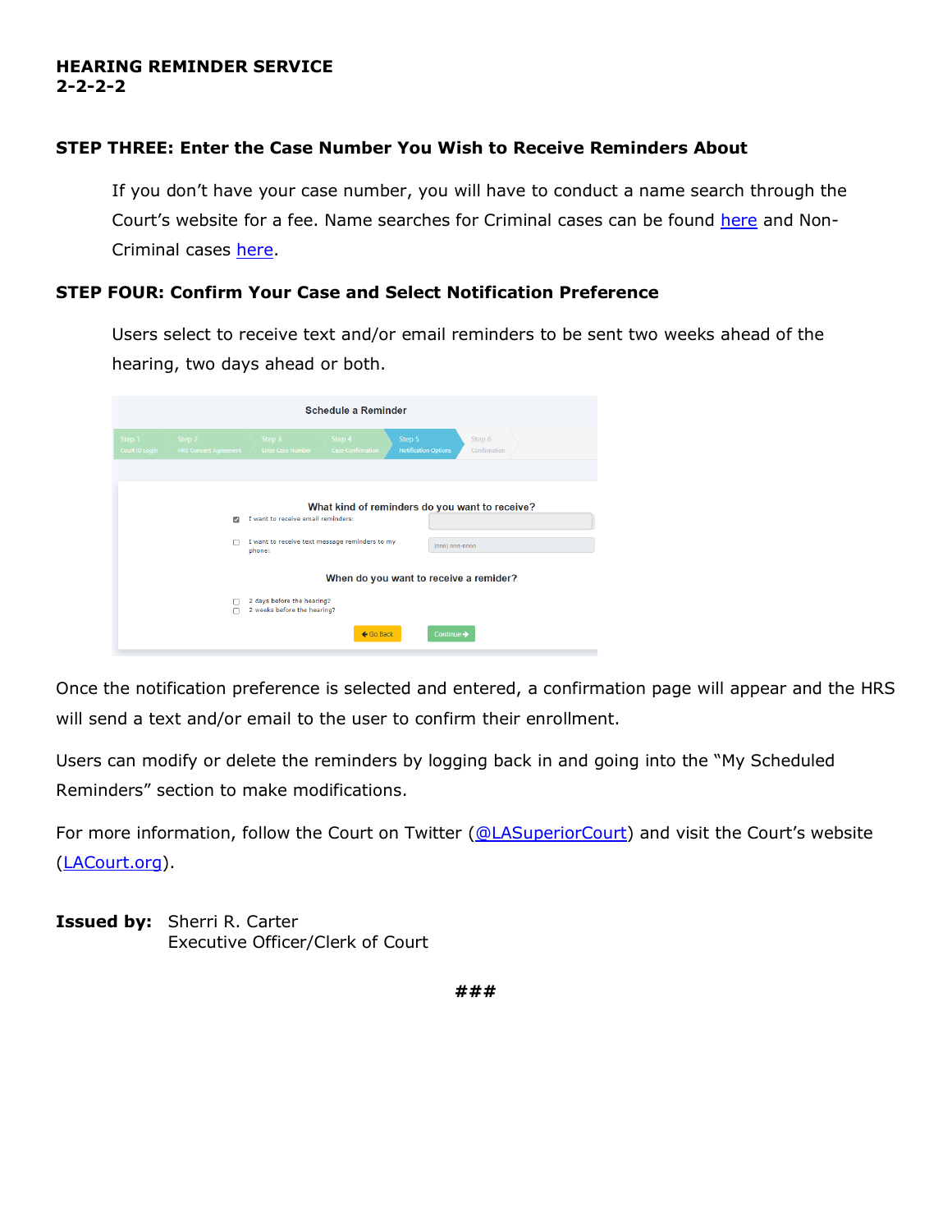**STEP THREE: Enter the Case Number You Wish to Receive Reminders About**

If you don't have your case number, you will have to conduct a name search through the Court's website for a fee. Name searches for Criminal cases can be found here and Non-Criminal cases here.

**STEP FOUR: Confirm Your Case and Select Notification Preference**

Users select to receive text and/or email reminders to be sent two weeks ahead of the hearing, two days ahead or both.

Once the notification preference is selected and entered, a confirmation page will appear and the HRS will send a text and/or email to the user to confirm their enrollment.

Users can modify or delete the reminders by logging back in and going into the "My Scheduled Reminders" section to make modifications.

For more information, follow the Court on Twitter (@LASuperiorCourt) and visit the Court's website (LACourt.org).

**Issued by:** Sherri R. Carter
Executive Officer/Clerk of Court

###